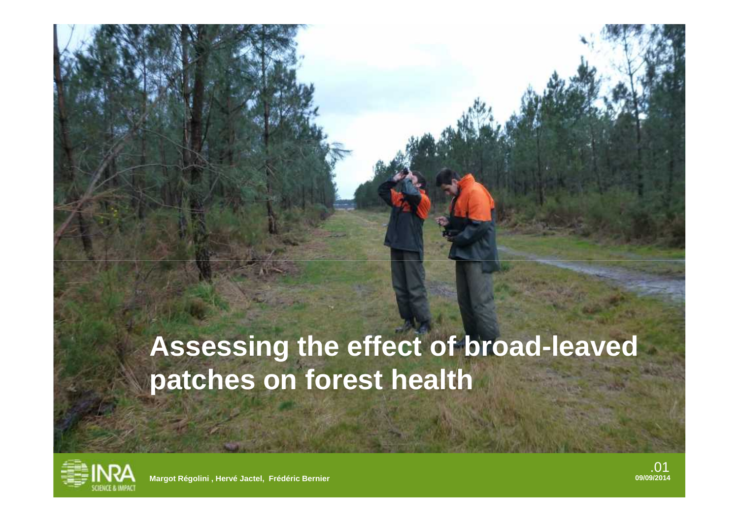# Assessing the effect of broad-leaved patches on forest health

Margot Régolini , Hervé Jactel, Frédéric Bernier

09/09/2014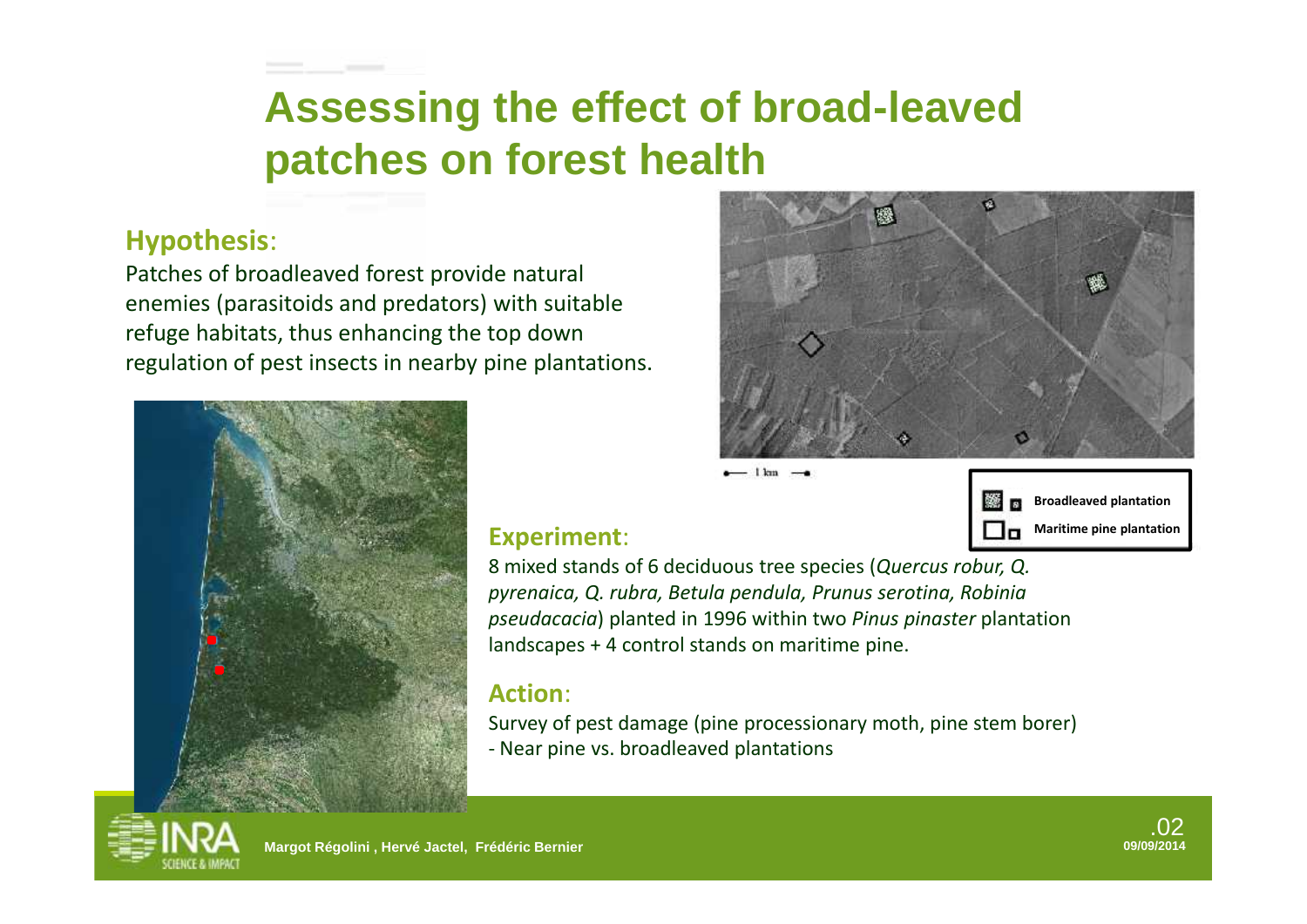# Assessing the effect of broad-leaved patches on forest health

## Hypothesis:

Patches of broadleaved forest provide natural enemies (parasitoids and predators) with suitable refuge habitats, thus enhancing the top down regulation of pest insects in nearby pine plantations.

1 km

Broadleaved plantation

Maritime pine plantation

## Experiment:

8 mixed stands of 6 deciduous tree species (*Quercus robur, Q. pyrenaica, Q. rubra, Betula pendula, Prunus serotina, Robinia pseudacacia*) planted in 1996 within two *Pinus pinaster* plantation landscapes + 4 control stands on maritime pine.

## Action:

Survey of pest damage (pine processionary moth, pine stem borer)
- Near pine vs. broadleaved plantations

Margot Régolini , Hervé Jactel, Frédéric Bernier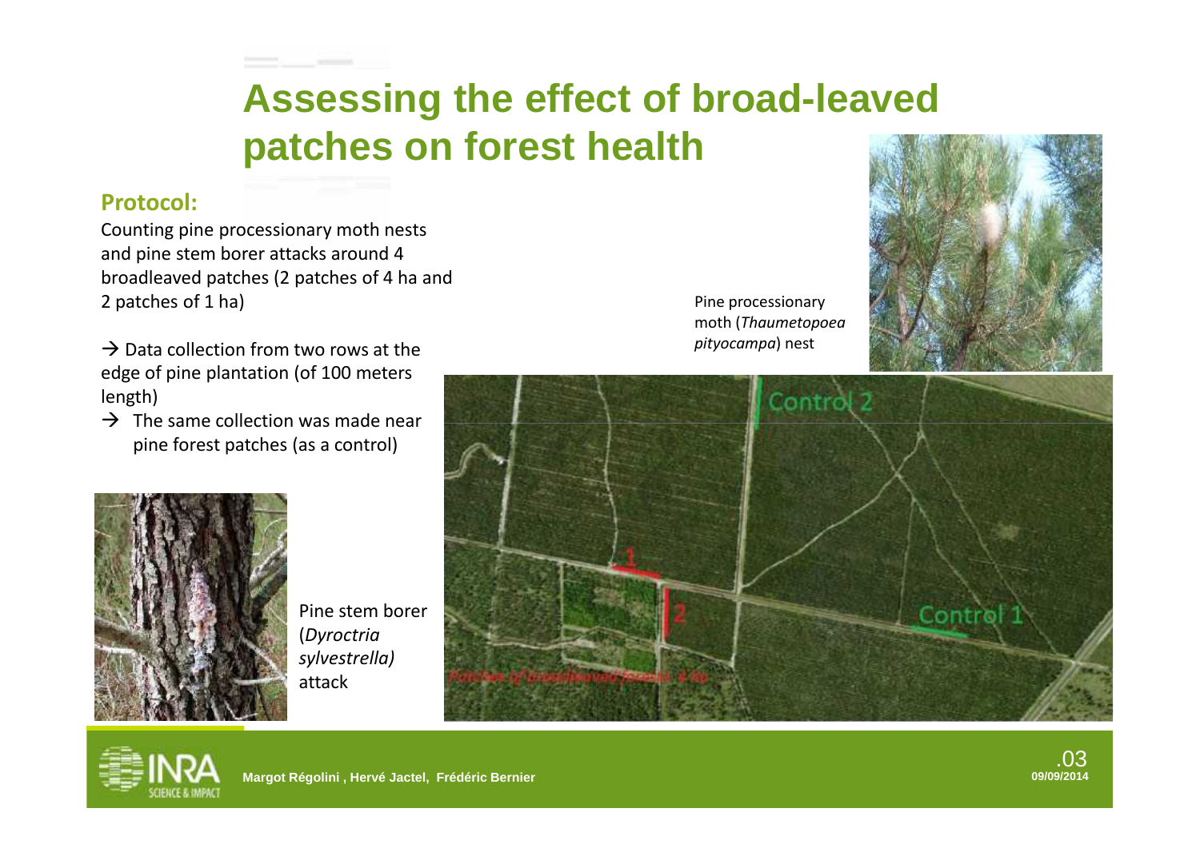# Assessing the effect of broad-leaved patches on forest health

**Protocol:**

Counting pine processionary moth nests and pine stem borer attacks around 4 broadleaved patches (2 patches of 4 ha and 2 patches of 1 ha)

→ Data collection from two rows at the edge of pine plantation (of 100 meters length)

→ The same collection was made near pine forest patches (as a control)

Pine processionary moth (*Thaumetopoea pityocampa*) nest

Pine stem borer (*Dyroctria sylvestrella)* attack

Control 2

1

2

Control 1

Patches of broadleaved forests 4 ha

Margot Régolini , Hervé Jactel, Frédéric Bernier

09/09/2014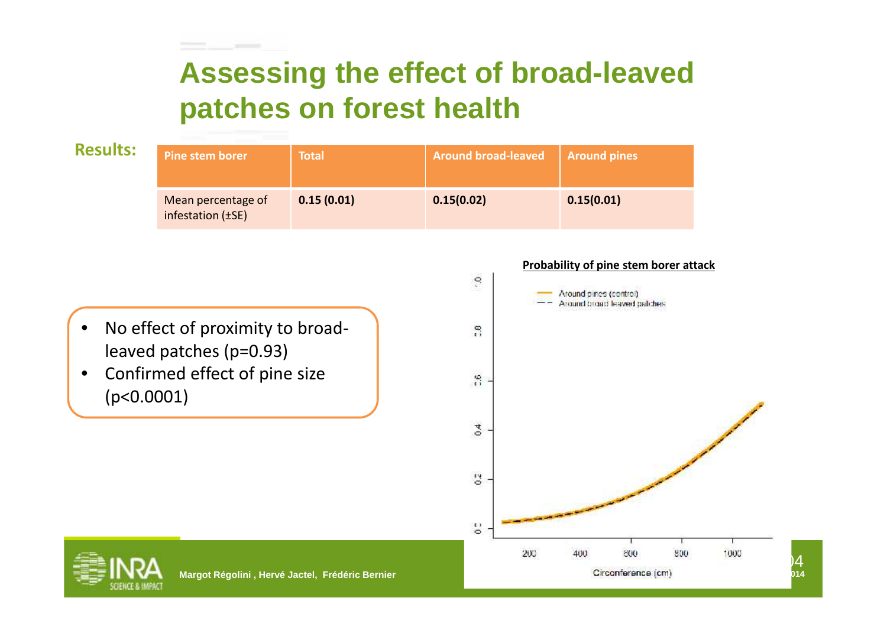# Assessing the effect of broad-leaved patches on forest health

**Results:**

| Pine stem borer | Total | Around broad-leaved | Around pines |
|---|---|---|---|
| Mean percentage of infestation (±SE) | **0.15 (0.01)** | **0.15(0.02)** | **0.15(0.01)** |

- No effect of proximity to broad-leaved patches ($p=0.93$)
- Confirmed effect of pine size ($p<0.0001$)

**Probability of pine stem borer attack**

Around pines (control)
Around broad leaved patches

Circonference (cm)

Margot Régolini , Hervé Jactel, Frédéric Bernier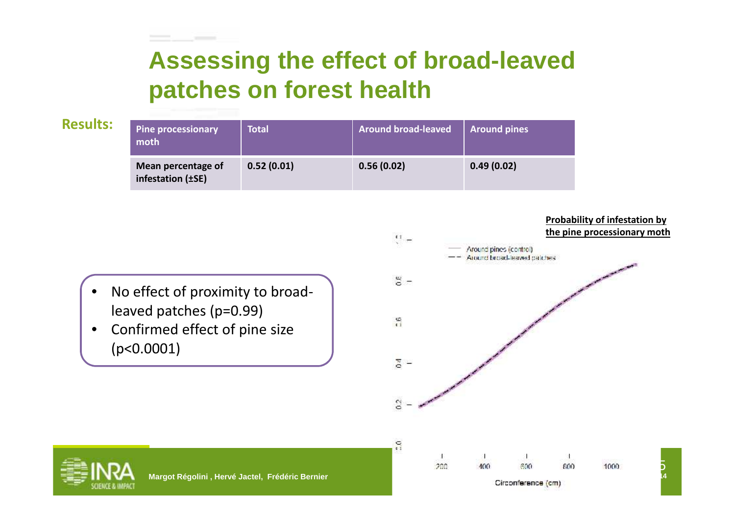# Assessing the effect of broad-leaved patches on forest health

**Results:**

| Pine processionary moth | Total | Around broad-leaved | Around pines |
|---|---|---|---|
| Mean percentage of infestation (±SE) | 0.52 (0.01) | 0.56 (0.02) | 0.49 (0.02) |

- No effect of proximity to broad-leaved patches ($p=0.99$)
- Confirmed effect of pine size ($p<0.0001$)

**Probability of infestation by the pine processionary moth**

Margot Régolini , Hervé Jactel, Frédéric Bernier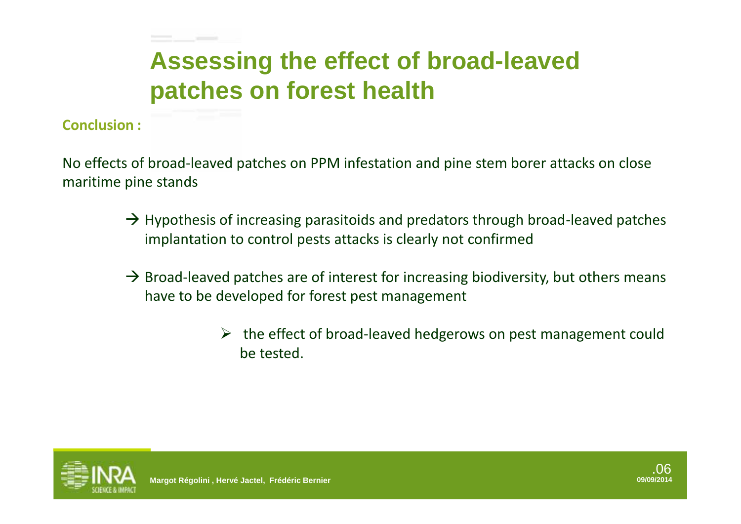# Assessing the effect of broad-leaved patches on forest health

**Conclusion :**

No effects of broad-leaved patches on PPM infestation and pine stem borer attacks on close maritime pine stands

→ Hypothesis of increasing parasitoids and predators through broad-leaved patches implantation to control pests attacks is clearly not confirmed

→ Broad-leaved patches are of interest for increasing biodiversity, but others means have to be developed for forest pest management

- the effect of broad-leaved hedgerows on pest management could be tested.

Margot Régolini , Hervé Jactel, Frédéric Bernier

09/09/2014